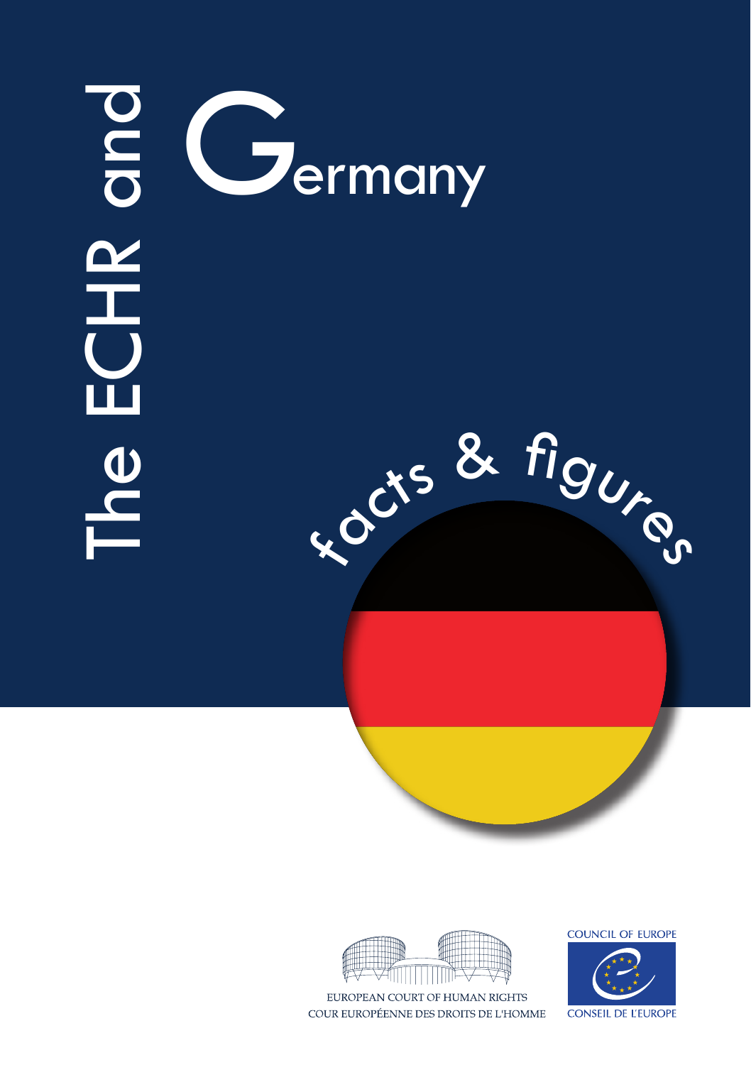# The ECHR and Germany

## facts & figures

EUROPEAN COURT OF HUMAN RIGHTS
COUR EUROPÉENNE DES DROITS DE L'HOMME

COUNCIL OF EUROPE
CONSEIL DE L'EUROPE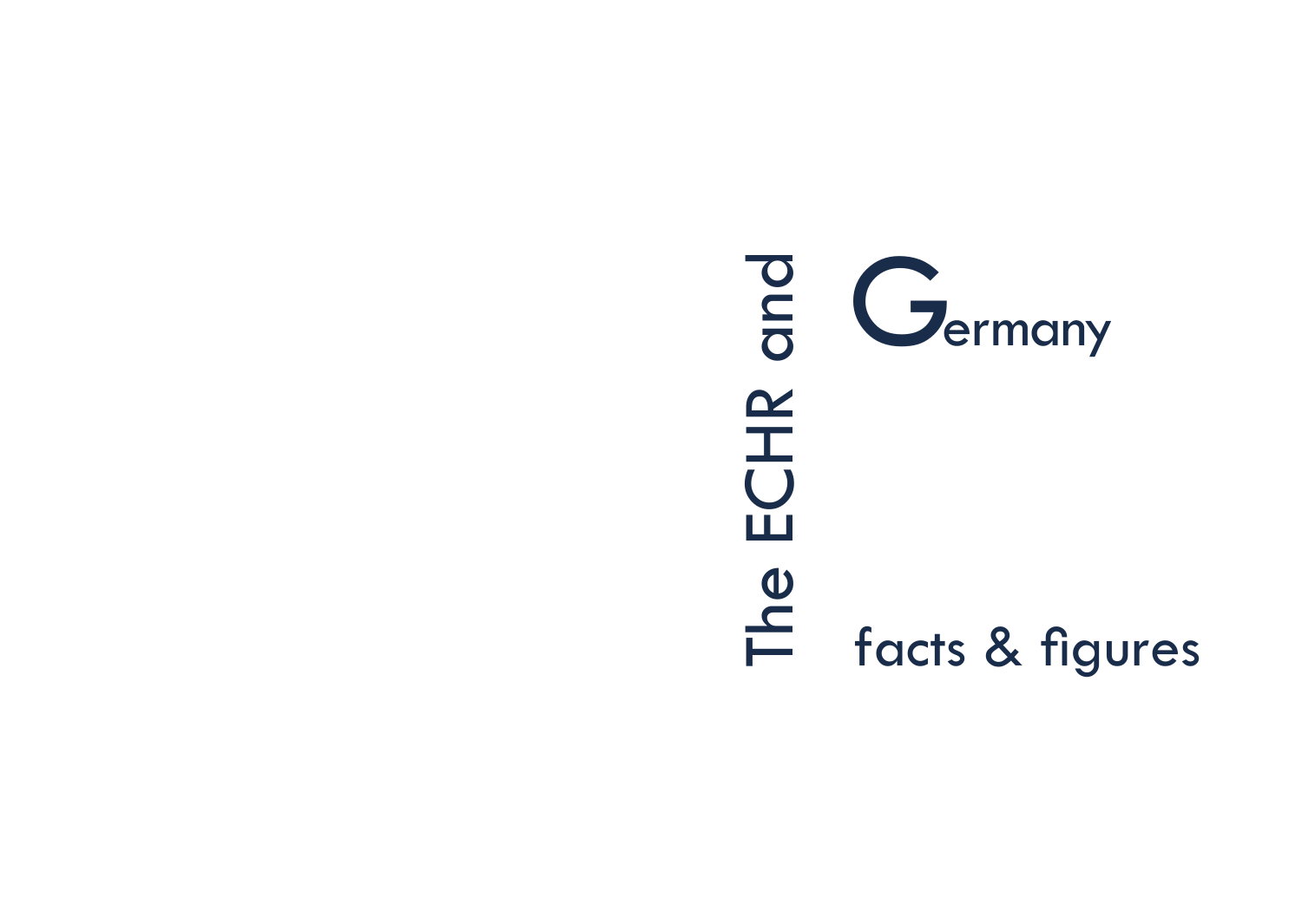# The ECHR and Germany

## facts & figures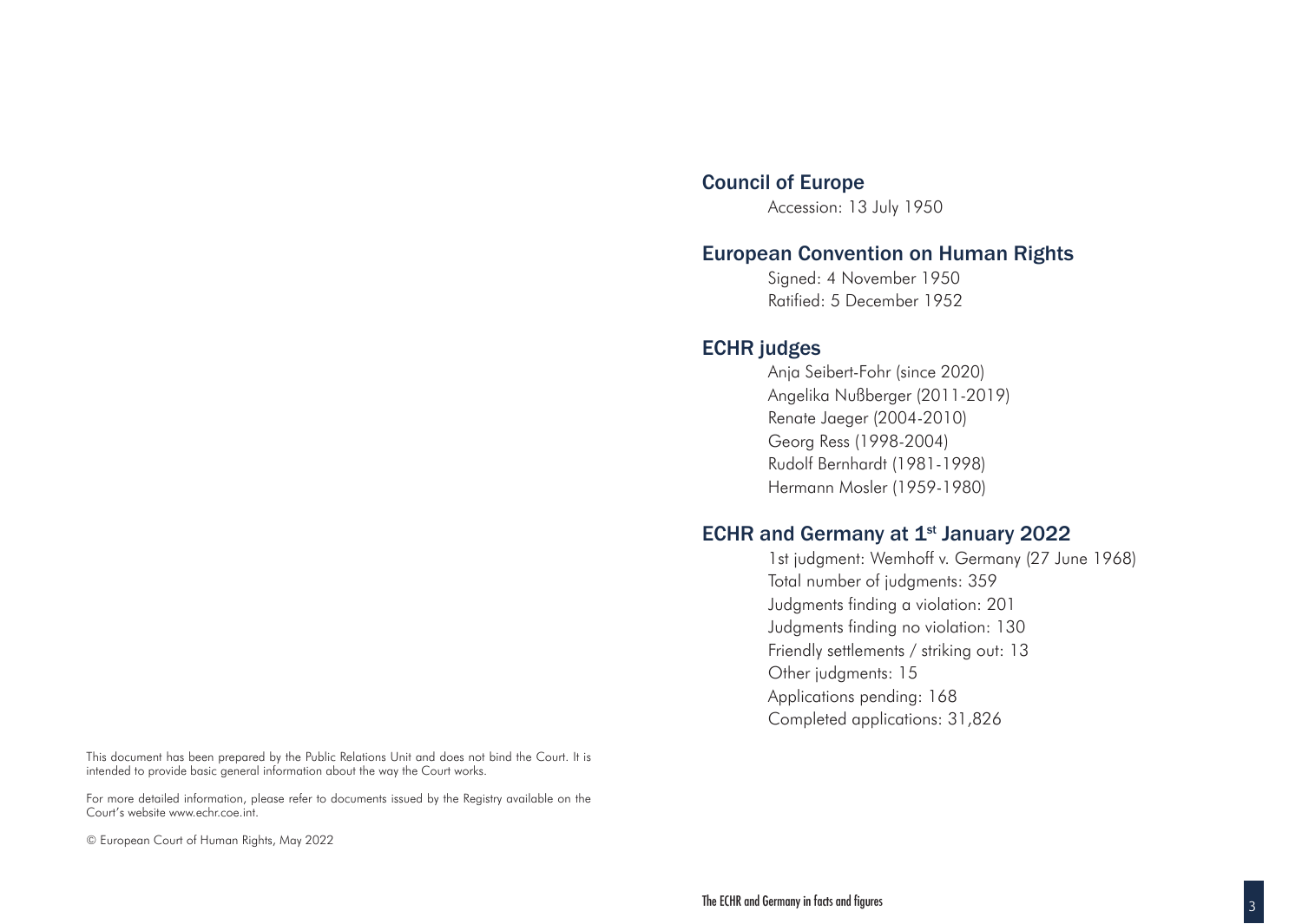## Council of Europe

Accession: 13 July 1950

## European Convention on Human Rights

Signed: 4 November 1950
Ratified: 5 December 1952

## ECHR judges

Anja Seibert-Fohr (since 2020)
Angelika Nußberger (2011-2019)
Renate Jaeger (2004-2010)
Georg Ress (1998-2004)
Rudolf Bernhardt (1981-1998)
Hermann Mosler (1959-1980)

## ECHR and Germany at 1st January 2022

1st judgment: Wemhoff v. Germany (27 June 1968)
Total number of judgments: 359
Judgments finding a violation: 201
Judgments finding no violation: 130
Friendly settlements / striking out: 13
Other judgments: 15
Applications pending: 168
Completed applications: 31,826

This document has been prepared by the Public Relations Unit and does not bind the Court. It is intended to provide basic general information about the way the Court works.

For more detailed information, please refer to documents issued by the Registry available on the Court's website www.echr.coe.int.

© European Court of Human Rights, May 2022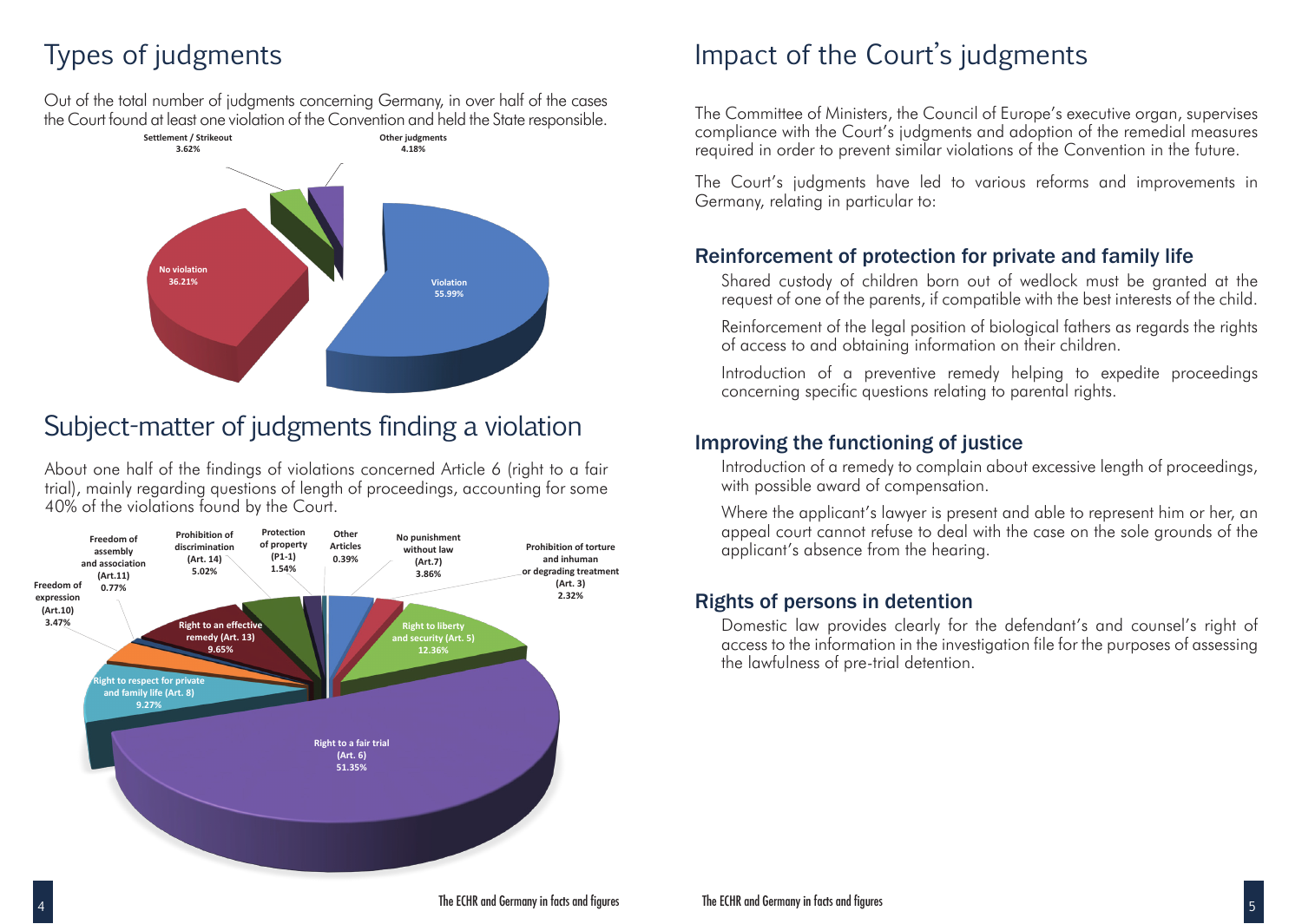# Types of judgments

Out of the total number of judgments concerning Germany, in over half of the cases the Court found at least one violation of the Convention and held the State responsible.

Settlement / Strikeout 3.62%
Other judgments 4.18%
No violation 36.21%
Violation 55.99%

# Subject-matter of judgments finding a violation

About one half of the findings of violations concerned Article 6 (right to a fair trial), mainly regarding questions of length of proceedings, accounting for some 40% of the violations found by the Court.

Freedom of assembly and association (Art.11) 0.77%
Prohibition of discrimination (Art. 14) 5.02%
Protection of property (P1-1) 1.54%
Other Articles 0.39%
No punishment without law (Art.7) 3.86%
Prohibition of torture and inhuman or degrading treatment (Art. 3) 2.32%
Freedom of expression (Art.10) 3.47%
Right to an effective remedy (Art. 13) 9.65%
Right to liberty and security (Art. 5) 12.36%
Right to respect for private and family life (Art. 8) 9.27%
Right to a fair trial (Art. 6) 51.35%

# Impact of the Court's judgments

The Committee of Ministers, the Council of Europe's executive organ, supervises compliance with the Court's judgments and adoption of the remedial measures required in order to prevent similar violations of the Convention in the future.

The Court's judgments have led to various reforms and improvements in Germany, relating in particular to:

## Reinforcement of protection for private and family life

Shared custody of children born out of wedlock must be granted at the request of one of the parents, if compatible with the best interests of the child.

Reinforcement of the legal position of biological fathers as regards the rights of access to and obtaining information on their children.

Introduction of a preventive remedy helping to expedite proceedings concerning specific questions relating to parental rights.

## Improving the functioning of justice

Introduction of a remedy to complain about excessive length of proceedings, with possible award of compensation.

Where the applicant's lawyer is present and able to represent him or her, an appeal court cannot refuse to deal with the case on the sole grounds of the applicant's absence from the hearing.

## Rights of persons in detention

Domestic law provides clearly for the defendant's and counsel's right of access to the information in the investigation file for the purposes of assessing the lawfulness of pre-trial detention.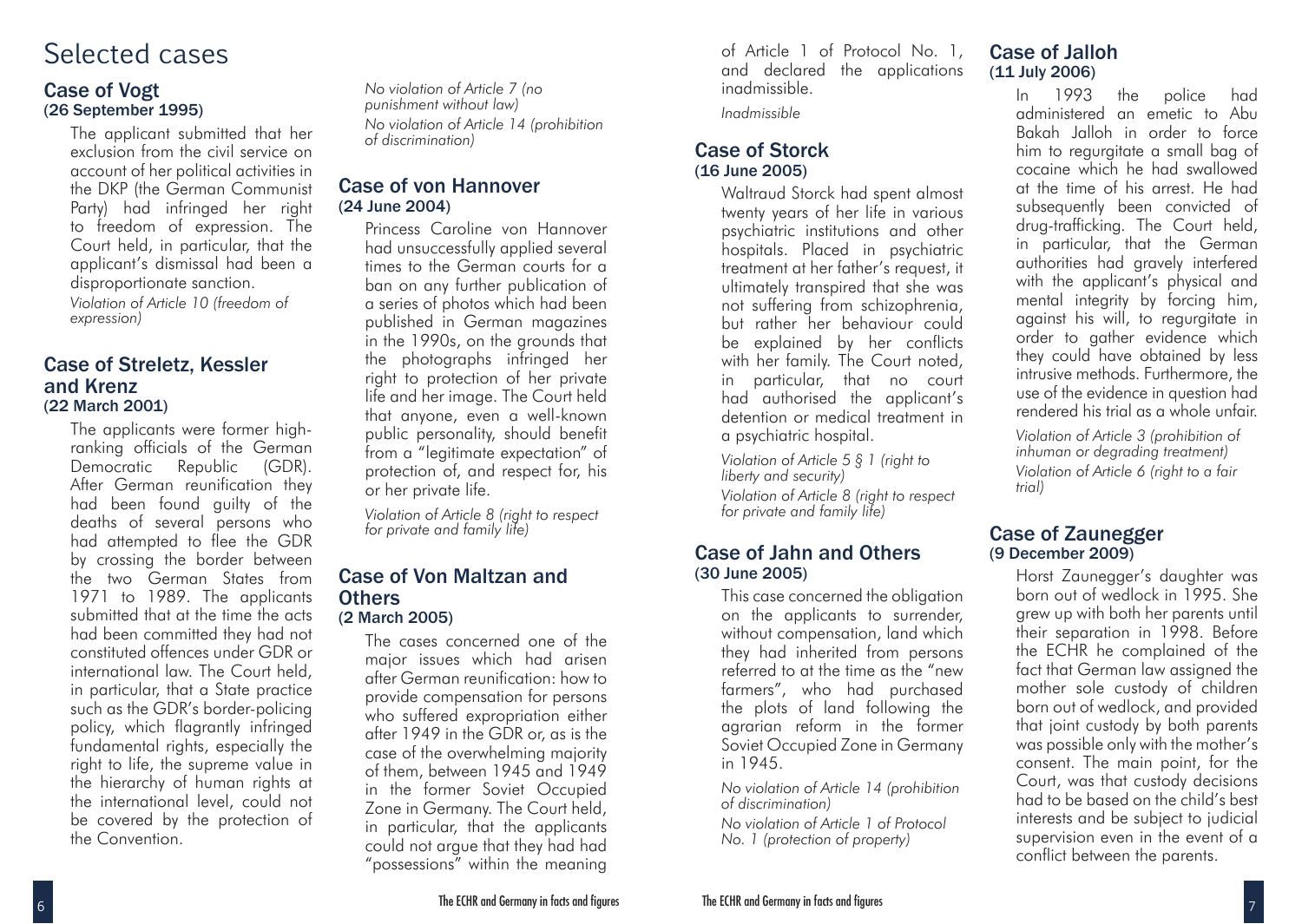# Selected cases

## Case of Vogt
**(26 September 1995)**

The applicant submitted that her exclusion from the civil service on account of her political activities in the DKP (the German Communist Party) had infringed her right to freedom of expression. The Court held, in particular, that the applicant's dismissal had been a disproportionate sanction.

*Violation of Article 10 (freedom of expression)*

## Case of Streletz, Kessler and Krenz
**(22 March 2001)**

The applicants were former high-ranking officials of the German Democratic Republic (GDR). After German reunification they had been found guilty of the deaths of several persons who had attempted to flee the GDR by crossing the border between the two German States from 1971 to 1989. The applicants submitted that at the time the acts had been committed they had not constituted offences under GDR or international law. The Court held, in particular, that a State practice such as the GDR's border-policing policy, which flagrantly infringed fundamental rights, especially the right to life, the supreme value in the hierarchy of human rights at the international level, could not be covered by the protection of the Convention.

*No violation of Article 7 (no punishment without law)*

*No violation of Article 14 (prohibition of discrimination)*

## Case of von Hannover
**(24 June 2004)**

Princess Caroline von Hannover had unsuccessfully applied several times to the German courts for a ban on any further publication of a series of photos which had been published in German magazines in the 1990s, on the grounds that the photographs infringed her right to protection of her private life and her image. The Court held that anyone, even a well-known public personality, should benefit from a "legitimate expectation" of protection of, and respect for, his or her private life.

*Violation of Article 8 (right to respect for private and family life)*

## Case of Von Maltzan and Others
**(2 March 2005)**

The cases concerned one of the major issues which had arisen after German reunification: how to provide compensation for persons who suffered expropriation either after 1949 in the GDR or, as is the case of the overwhelming majority of them, between 1945 and 1949 in the former Soviet Occupied Zone in Germany. The Court held, in particular, that the applicants could not argue that they had had "possessions" within the meaning of Article 1 of Protocol No. 1, and declared the applications inadmissible.

*Inadmissible*

## Case of Storck
**(16 June 2005)**

Waltraud Storck had spent almost twenty years of her life in various psychiatric institutions and other hospitals. Placed in psychiatric treatment at her father's request, it ultimately transpired that she was not suffering from schizophrenia, but rather her behaviour could be explained by her conflicts with her family. The Court noted, in particular, that no court had authorised the applicant's detention or medical treatment in a psychiatric hospital.

*Violation of Article 5 § 1 (right to liberty and security)*

*Violation of Article 8 (right to respect for private and family life)*

## Case of Jahn and Others
**(30 June 2005)**

This case concerned the obligation on the applicants to surrender, without compensation, land which they had inherited from persons referred to at the time as the "new farmers", who had purchased the plots of land following the agrarian reform in the former Soviet Occupied Zone in Germany in 1945.

*No violation of Article 14 (prohibition of discrimination)*

*No violation of Article 1 of Protocol No. 1 (protection of property)*

## Case of Jalloh
**(11 July 2006)**

In 1993 the police had administered an emetic to Abu Bakah Jalloh in order to force him to regurgitate a small bag of cocaine which he had swallowed at the time of his arrest. He had subsequently been convicted of drug-trafficking. The Court held, in particular, that the German authorities had gravely interfered with the applicant's physical and mental integrity by forcing him, against his will, to regurgitate in order to gather evidence which they could have obtained by less intrusive methods. Furthermore, the use of the evidence in question had rendered his trial as a whole unfair.

*Violation of Article 3 (prohibition of inhuman or degrading treatment)*

*Violation of Article 6 (right to a fair trial)*

## Case of Zaunegger
**(9 December 2009)**

Horst Zaunegger's daughter was born out of wedlock in 1995. She grew up with both her parents until their separation in 1998. Before the ECHR he complained of the fact that German law assigned the mother sole custody of children born out of wedlock, and provided that joint custody by both parents was possible only with the mother's consent. The main point, for the Court, was that custody decisions had to be based on the child's best interests and be subject to judicial supervision even in the event of a conflict between the parents.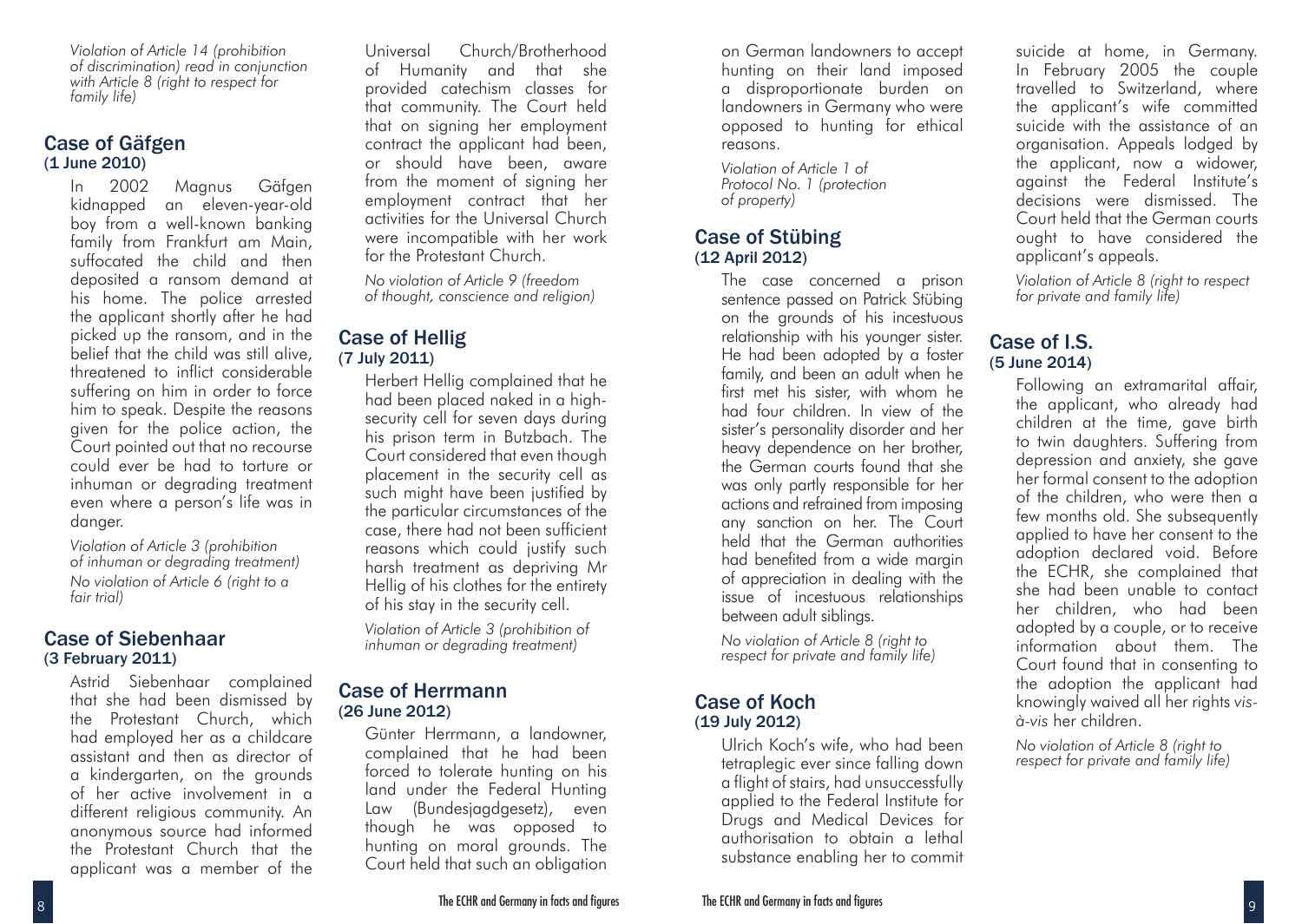*Violation of Article 14 (prohibition of discrimination) read in conjunction with Article 8 (right to respect for family life)*

## Case of Gäfgen
### (1 June 2010)

In 2002 Magnus Gäfgen kidnapped an eleven-year-old boy from a well-known banking family from Frankfurt am Main, suffocated the child and then deposited a ransom demand at his home. The police arrested the applicant shortly after he had picked up the ransom, and in the belief that the child was still alive, threatened to inflict considerable suffering on him in order to force him to speak. Despite the reasons given for the police action, the Court pointed out that no recourse could ever be had to torture or inhuman or degrading treatment even where a person's life was in danger.

*Violation of Article 3 (prohibition of inhuman or degrading treatment)*
*No violation of Article 6 (right to a fair trial)*

## Case of Siebenhaar
### (3 February 2011)

Astrid Siebenhaar complained that she had been dismissed by the Protestant Church, which had employed her as a childcare assistant and then as director of a kindergarten, on the grounds of her active involvement in a different religious community. An anonymous source had informed the Protestant Church that the applicant was a member of the Universal Church/Brotherhood of Humanity and that she provided catechism classes for that community. The Court held that on signing her employment contract the applicant had been, or should have been, aware from the moment of signing her employment contract that her activities for the Universal Church were incompatible with her work for the Protestant Church.

*No violation of Article 9 (freedom of thought, conscience and religion)*

## Case of Hellig
### (7 July 2011)

Herbert Hellig complained that he had been placed naked in a high-security cell for seven days during his prison term in Butzbach. The Court considered that even though placement in the security cell as such might have been justified by the particular circumstances of the case, there had not been sufficient reasons which could justify such harsh treatment as depriving Mr Hellig of his clothes for the entirety of his stay in the security cell.

*Violation of Article 3 (prohibition of inhuman or degrading treatment)*

## Case of Herrmann
### (26 June 2012)

Günter Herrmann, a landowner, complained that he had been forced to tolerate hunting on his land under the Federal Hunting Law (Bundesjagdgesetz), even though he was opposed to hunting on moral grounds. The Court held that such an obligation on German landowners to accept hunting on their land imposed a disproportionate burden on landowners in Germany who were opposed to hunting for ethical reasons.

*Violation of Article 1 of Protocol No. 1 (protection of property)*

## Case of Stübing
### (12 April 2012)

The case concerned a prison sentence passed on Patrick Stübing on the grounds of his incestuous relationship with his younger sister. He had been adopted by a foster family, and been an adult when he first met his sister, with whom he had four children. In view of the sister's personality disorder and her heavy dependence on her brother, the German courts found that she was only partly responsible for her actions and refrained from imposing any sanction on her. The Court held that the German authorities had benefited from a wide margin of appreciation in dealing with the issue of incestuous relationships between adult siblings.

*No violation of Article 8 (right to respect for private and family life)*

## Case of Koch
### (19 July 2012)

Ulrich Koch's wife, who had been tetraplegic ever since falling down a flight of stairs, had unsuccessfully applied to the Federal Institute for Drugs and Medical Devices for authorisation to obtain a lethal substance enabling her to commit suicide at home, in Germany. In February 2005 the couple travelled to Switzerland, where the applicant's wife committed suicide with the assistance of an organisation. Appeals lodged by the applicant, now a widower, against the Federal Institute's decisions were dismissed. The Court held that the German courts ought to have considered the applicant's appeals.

*Violation of Article 8 (right to respect for private and family life)*

## Case of I.S.
### (5 June 2014)

Following an extramarital affair, the applicant, who already had children at the time, gave birth to twin daughters. Suffering from depression and anxiety, she gave her formal consent to the adoption of the children, who were then a few months old. She subsequently applied to have her consent to the adoption declared void. Before the ECHR, she complained that she had been unable to contact her children, who had been adopted by a couple, or to receive information about them. The Court found that in consenting to the adoption the applicant had knowingly waived all her rights *vis-à-vis* her children.

*No violation of Article 8 (right to respect for private and family life)*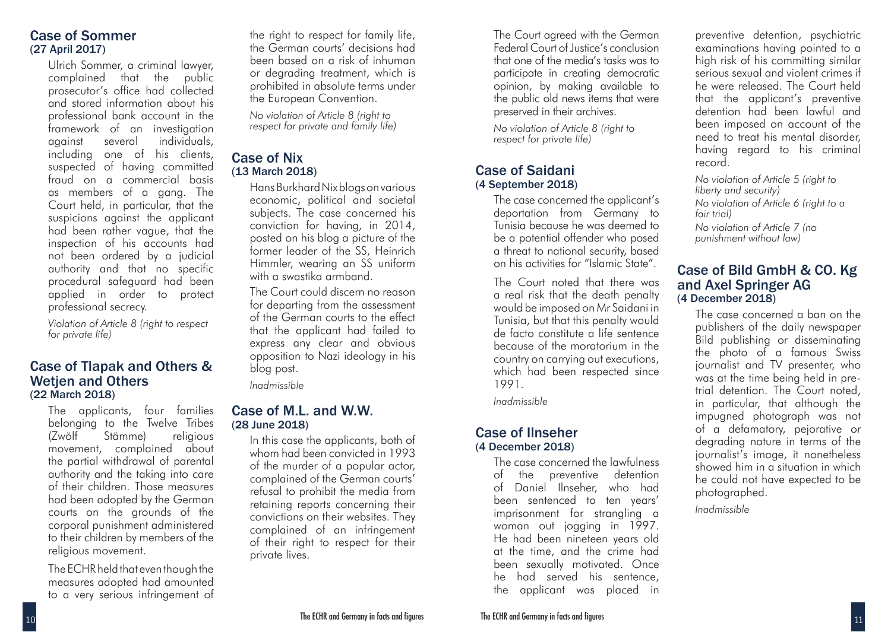## Case of Sommer
(27 April 2017)

Ulrich Sommer, a criminal lawyer, complained that the public prosecutor's office had collected and stored information about his professional bank account in the framework of an investigation against several individuals, including one of his clients, suspected of having committed fraud on a commercial basis as members of a gang. The Court held, in particular, that the suspicions against the applicant had been rather vague, that the inspection of his accounts had not been ordered by a judicial authority and that no specific procedural safeguard had been applied in order to protect professional secrecy.

*Violation of Article 8 (right to respect for private life)*

## Case of Tlapak and Others & Wetjen and Others
(22 March 2018)

The applicants, four families belonging to the Twelve Tribes (Zwölf Stämme) religious movement, complained about the partial withdrawal of parental authority and the taking into care of their children. Those measures had been adopted by the German courts on the grounds of the corporal punishment administered to their children by members of the religious movement.

The ECHR held that even though the measures adopted had amounted to a very serious infringement of the right to respect for family life, the German courts' decisions had been based on a risk of inhuman or degrading treatment, which is prohibited in absolute terms under the European Convention.

*No violation of Article 8 (right to respect for private and family life)*

## Case of Nix
(13 March 2018)

Hans Burkhard Nix blogs on various economic, political and societal subjects. The case concerned his conviction for having, in 2014, posted on his blog a picture of the former leader of the SS, Heinrich Himmler, wearing an SS uniform with a swastika armband.

The Court could discern no reason for departing from the assessment of the German courts to the effect that the applicant had failed to express any clear and obvious opposition to Nazi ideology in his blog post.

*Inadmissible*

## Case of M.L. and W.W.
(28 June 2018)

In this case the applicants, both of whom had been convicted in 1993 of the murder of a popular actor, complained of the German courts' refusal to prohibit the media from retaining reports concerning their convictions on their websites. They complained of an infringement of their right to respect for their private lives.

The Court agreed with the German Federal Court of Justice's conclusion that one of the media's tasks was to participate in creating democratic opinion, by making available to the public old news items that were preserved in their archives.

*No violation of Article 8 (right to respect for private life)*

## Case of Saidani
(4 September 2018)

The case concerned the applicant's deportation from Germany to Tunisia because he was deemed to be a potential offender who posed a threat to national security, based on his activities for "Islamic State".

The Court noted that there was a real risk that the death penalty would be imposed on Mr Saidani in Tunisia, but that this penalty would de facto constitute a life sentence because of the moratorium in the country on carrying out executions, which had been respected since 1991.

*Inadmissible*

## Case of Ilnseher
(4 December 2018)

The case concerned the lawfulness of the preventive detention of Daniel Ilnseher, who had been sentenced to ten years' imprisonment for strangling a woman out jogging in 1997. He had been nineteen years old at the time, and the crime had been sexually motivated. Once he had served his sentence, the applicant was placed in preventive detention, psychiatric examinations having pointed to a high risk of his committing similar serious sexual and violent crimes if he were released. The Court held that the applicant's preventive detention had been lawful and been imposed on account of the need to treat his mental disorder, having regard to his criminal record.

*No violation of Article 5 (right to liberty and security)*
*No violation of Article 6 (right to a fair trial)*
*No violation of Article 7 (no punishment without law)*

## Case of Bild GmbH & CO. Kg and Axel Springer AG
(4 December 2018)

The case concerned a ban on the publishers of the daily newspaper Bild publishing or disseminating the photo of a famous Swiss journalist and TV presenter, who was at the time being held in pre-trial detention. The Court noted, in particular, that although the impugned photograph was not of a defamatory, pejorative or degrading nature in terms of the journalist's image, it nonetheless showed him in a situation in which he could not have expected to be photographed.

*Inadmissible*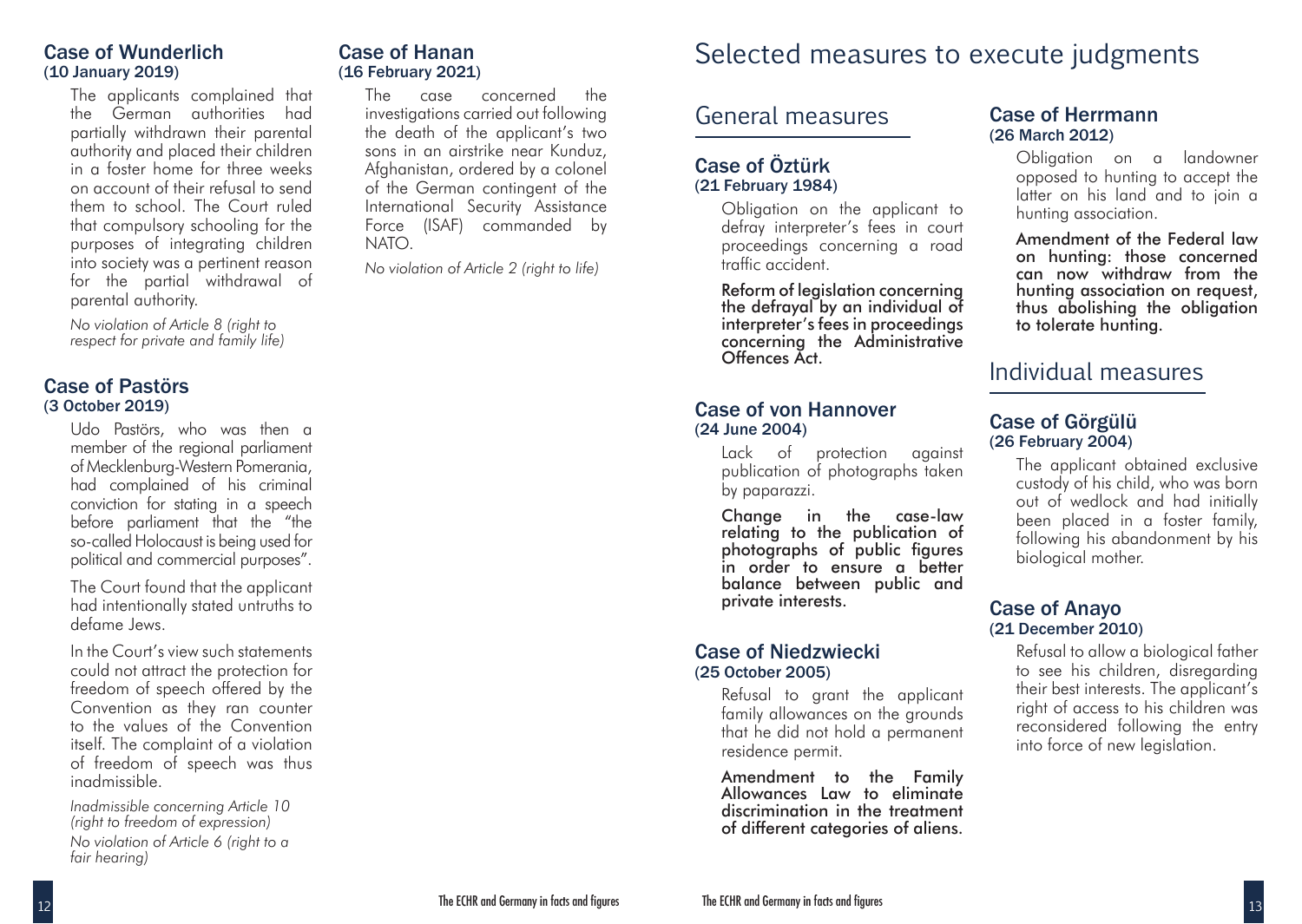### Case of Wunderlich
(10 January 2019)

The applicants complained that the German authorities had partially withdrawn their parental authority and placed their children in a foster home for three weeks on account of their refusal to send them to school. The Court ruled that compulsory schooling for the purposes of integrating children into society was a pertinent reason for the partial withdrawal of parental authority.

*No violation of Article 8 (right to respect for private and family life)*

### Case of Pastörs
(3 October 2019)

Udo Pastörs, who was then a member of the regional parliament of Mecklenburg-Western Pomerania, had complained of his criminal conviction for stating in a speech before parliament that the "the so-called Holocaust is being used for political and commercial purposes".

The Court found that the applicant had intentionally stated untruths to defame Jews.

In the Court's view such statements could not attract the protection for freedom of speech offered by the Convention as they ran counter to the values of the Convention itself. The complaint of a violation of freedom of speech was thus inadmissible.

*Inadmissible concerning Article 10 (right to freedom of expression)*

*No violation of Article 6 (right to a fair hearing)*

### Case of Hanan
(16 February 2021)

The case concerned the investigations carried out following the death of the applicant's two sons in an airstrike near Kunduz, Afghanistan, ordered by a colonel of the German contingent of the International Security Assistance Force (ISAF) commanded by NATO.

*No violation of Article 2 (right to life)*

# Selected measures to execute judgments

## General measures

### Case of Öztürk
(21 February 1984)

Obligation on the applicant to defray interpreter's fees in court proceedings concerning a road traffic accident.

**Reform of legislation concerning the defrayal by an individual of interpreter's fees in proceedings concerning the Administrative Offences Act.**

### Case of von Hannover
(24 June 2004)

Lack of protection against publication of photographs taken by paparazzi.

**Change in the case-law relating to the publication of photographs of public figures in order to ensure a better balance between public and private interests.**

### Case of Niedzwiecki
(25 October 2005)

Refusal to grant the applicant family allowances on the grounds that he did not hold a permanent residence permit.

**Amendment to the Family Allowances Law to eliminate discrimination in the treatment of different categories of aliens.**

### Case of Herrmann
(26 March 2012)

Obligation on a landowner opposed to hunting to accept the latter on his land and to join a hunting association.

**Amendment of the Federal law on hunting: those concerned can now withdraw from the hunting association on request, thus abolishing the obligation to tolerate hunting.**

## Individual measures

### Case of Görgülü
(26 February 2004)

The applicant obtained exclusive custody of his child, who was born out of wedlock and had initially been placed in a foster family, following his abandonment by his biological mother.

### Case of Anayo
(21 December 2010)

Refusal to allow a biological father to see his children, disregarding their best interests. The applicant's right of access to his children was reconsidered following the entry into force of new legislation.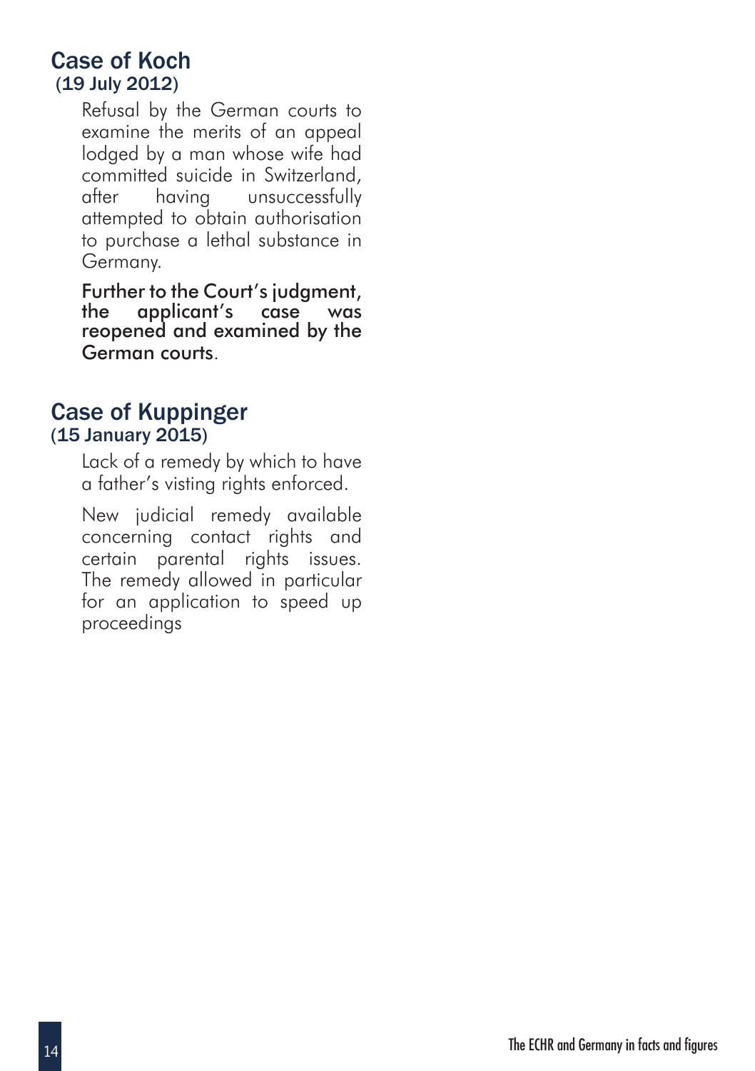## Case of Koch
(19 July 2012)

Refusal by the German courts to examine the merits of an appeal lodged by a man whose wife had committed suicide in Switzerland, after having unsuccessfully attempted to obtain authorisation to purchase a lethal substance in Germany.

**Further to the Court's judgment, the applicant's case was reopened and examined by the German courts**.

## Case of Kuppinger
(15 January 2015)

Lack of a remedy by which to have a father's visting rights enforced.

New judicial remedy available concerning contact rights and certain parental rights issues. The remedy allowed in particular for an application to speed up proceedings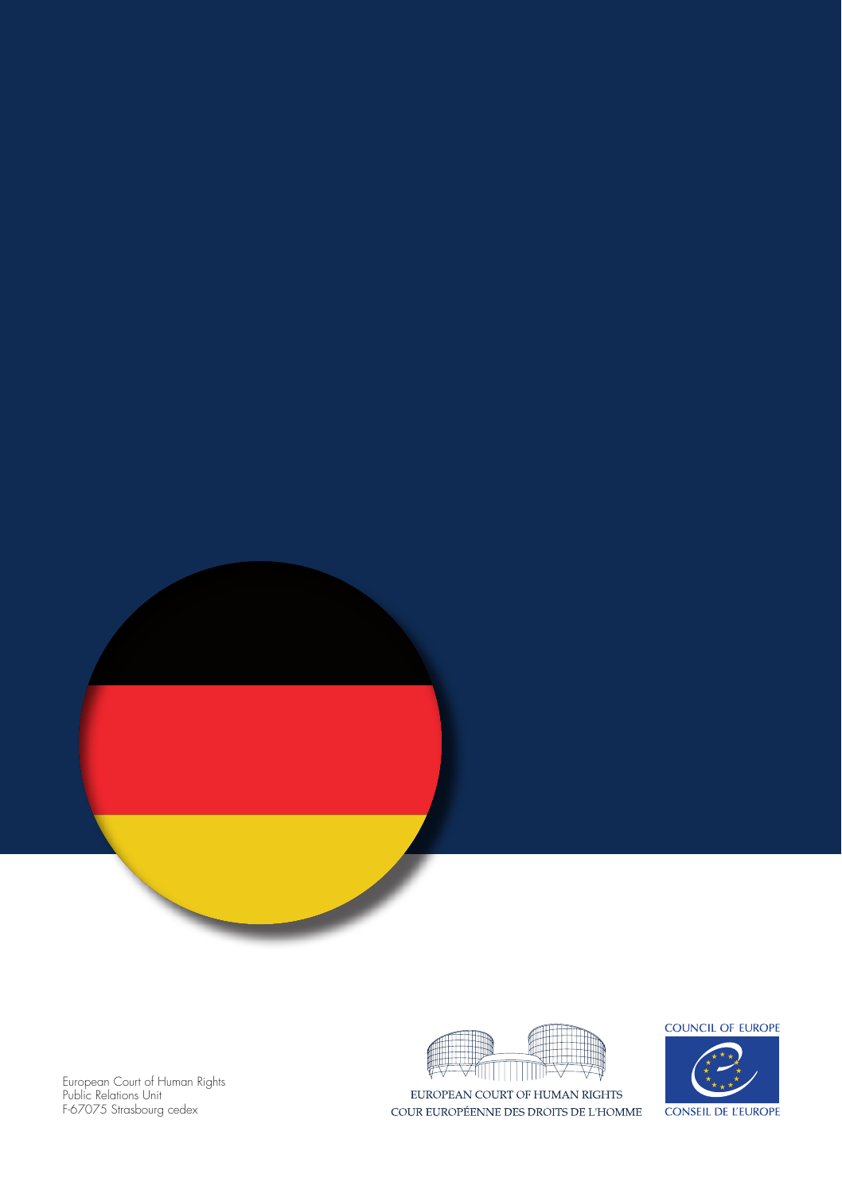European Court of Human Rights
Public Relations Unit
F-67075 Strasbourg cedex

EUROPEAN COURT OF HUMAN RIGHTS
COUR EUROPÉENNE DES DROITS DE L'HOMME

COUNCIL OF EUROPE
CONSEIL DE L'EUROPE